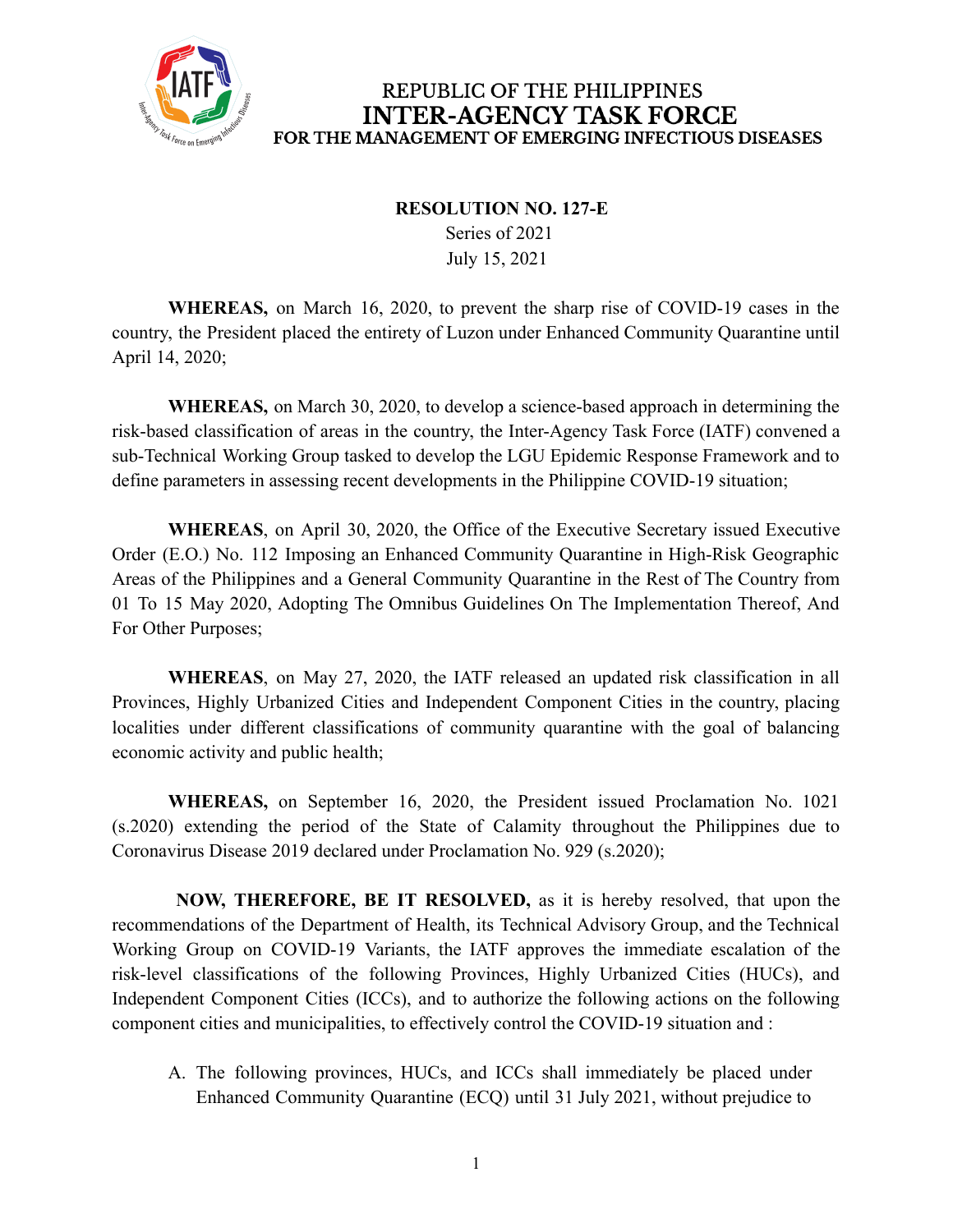REPUBLIC OF THE PHILIPPINES
**INTER-AGENCY TASK FORCE**
**FOR THE MANAGEMENT OF EMERGING INFECTIOUS DISEASES**

**RESOLUTION NO. 127-E**
Series of 2021
July 15, 2021

**WHEREAS,** on March 16, 2020, to prevent the sharp rise of COVID-19 cases in the country, the President placed the entirety of Luzon under Enhanced Community Quarantine until April 14, 2020;

**WHEREAS,** on March 30, 2020, to develop a science-based approach in determining the risk-based classification of areas in the country, the Inter-Agency Task Force (IATF) convened a sub-Technical Working Group tasked to develop the LGU Epidemic Response Framework and to define parameters in assessing recent developments in the Philippine COVID-19 situation;

**WHEREAS**, on April 30, 2020, the Office of the Executive Secretary issued Executive Order (E.O.) No. 112 Imposing an Enhanced Community Quarantine in High-Risk Geographic Areas of the Philippines and a General Community Quarantine in the Rest of The Country from 01 To 15 May 2020, Adopting The Omnibus Guidelines On The Implementation Thereof, And For Other Purposes;

**WHEREAS**, on May 27, 2020, the IATF released an updated risk classification in all Provinces, Highly Urbanized Cities and Independent Component Cities in the country, placing localities under different classifications of community quarantine with the goal of balancing economic activity and public health;

**WHEREAS,** on September 16, 2020, the President issued Proclamation No. 1021 (s.2020) extending the period of the State of Calamity throughout the Philippines due to Coronavirus Disease 2019 declared under Proclamation No. 929 (s.2020);

**NOW, THEREFORE, BE IT RESOLVED,** as it is hereby resolved, that upon the recommendations of the Department of Health, its Technical Advisory Group, and the Technical Working Group on COVID-19 Variants, the IATF approves the immediate escalation of the risk-level classifications of the following Provinces, Highly Urbanized Cities (HUCs), and Independent Component Cities (ICCs), and to authorize the following actions on the following component cities and municipalities, to effectively control the COVID-19 situation and :

A. The following provinces, HUCs, and ICCs shall immediately be placed under Enhanced Community Quarantine (ECQ) until 31 July 2021, without prejudice to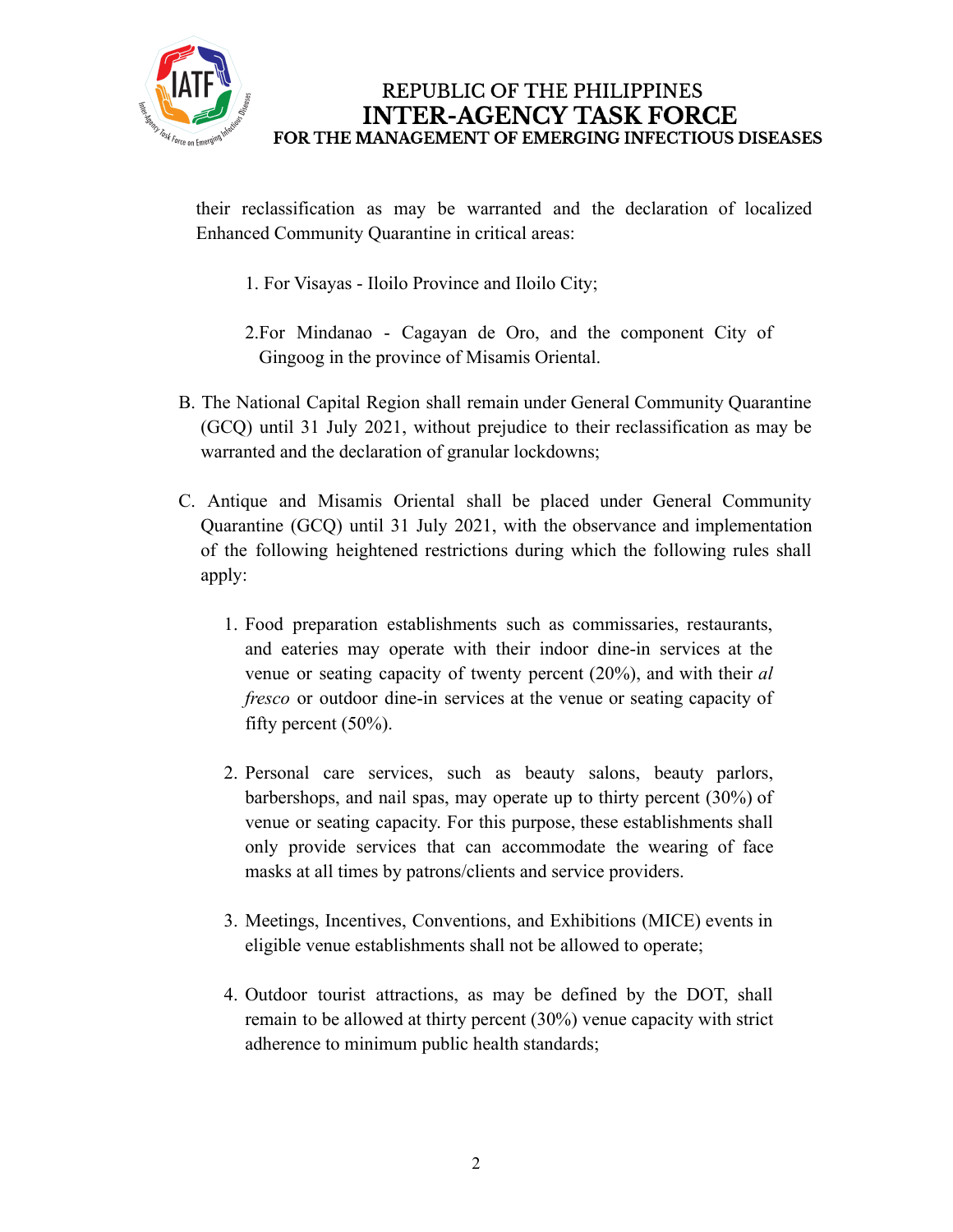their reclassification as may be warranted and the declaration of localized Enhanced Community Quarantine in critical areas:

1. For Visayas - Iloilo Province and Iloilo City;

2. For Mindanao - Cagayan de Oro, and the component City of Gingoog in the province of Misamis Oriental.

B. The National Capital Region shall remain under General Community Quarantine (GCQ) until 31 July 2021, without prejudice to their reclassification as may be warranted and the declaration of granular lockdowns;

C. Antique and Misamis Oriental shall be placed under General Community Quarantine (GCQ) until 31 July 2021, with the observance and implementation of the following heightened restrictions during which the following rules shall apply:

1. Food preparation establishments such as commissaries, restaurants, and eateries may operate with their indoor dine-in services at the venue or seating capacity of twenty percent (20%), and with their *al fresco* or outdoor dine-in services at the venue or seating capacity of fifty percent (50%).

2. Personal care services, such as beauty salons, beauty parlors, barbershops, and nail spas, may operate up to thirty percent (30%) of venue or seating capacity. For this purpose, these establishments shall only provide services that can accommodate the wearing of face masks at all times by patrons/clients and service providers.

3. Meetings, Incentives, Conventions, and Exhibitions (MICE) events in eligible venue establishments shall not be allowed to operate;

4. Outdoor tourist attractions, as may be defined by the DOT, shall remain to be allowed at thirty percent (30%) venue capacity with strict adherence to minimum public health standards;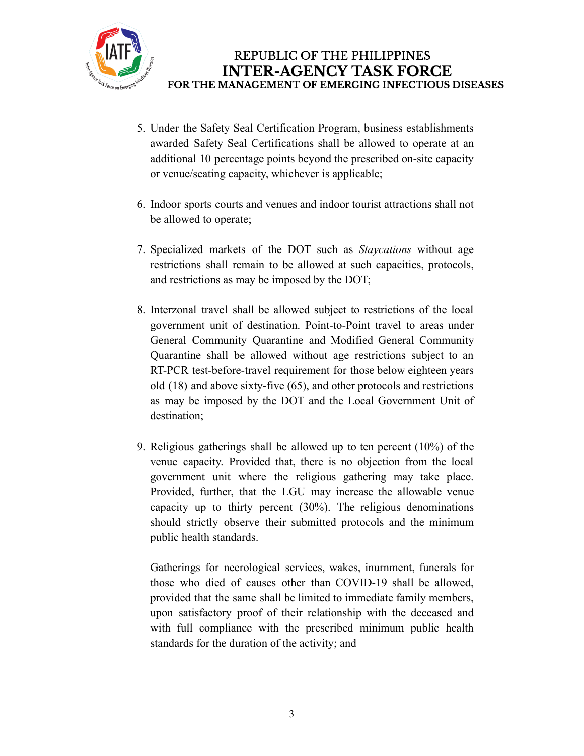5. Under the Safety Seal Certification Program, business establishments awarded Safety Seal Certifications shall be allowed to operate at an additional 10 percentage points beyond the prescribed on-site capacity or venue/seating capacity, whichever is applicable;

6. Indoor sports courts and venues and indoor tourist attractions shall not be allowed to operate;

7. Specialized markets of the DOT such as *Staycations* without age restrictions shall remain to be allowed at such capacities, protocols, and restrictions as may be imposed by the DOT;

8. Interzonal travel shall be allowed subject to restrictions of the local government unit of destination. Point-to-Point travel to areas under General Community Quarantine and Modified General Community Quarantine shall be allowed without age restrictions subject to an RT-PCR test-before-travel requirement for those below eighteen years old (18) and above sixty-five (65), and other protocols and restrictions as may be imposed by the DOT and the Local Government Unit of destination;

9. Religious gatherings shall be allowed up to ten percent (10%) of the venue capacity. Provided that, there is no objection from the local government unit where the religious gathering may take place. Provided, further, that the LGU may increase the allowable venue capacity up to thirty percent (30%). The religious denominations should strictly observe their submitted protocols and the minimum public health standards.

   Gatherings for necrological services, wakes, inurnment, funerals for those who died of causes other than COVID-19 shall be allowed, provided that the same shall be limited to immediate family members, upon satisfactory proof of their relationship with the deceased and with full compliance with the prescribed minimum public health standards for the duration of the activity; and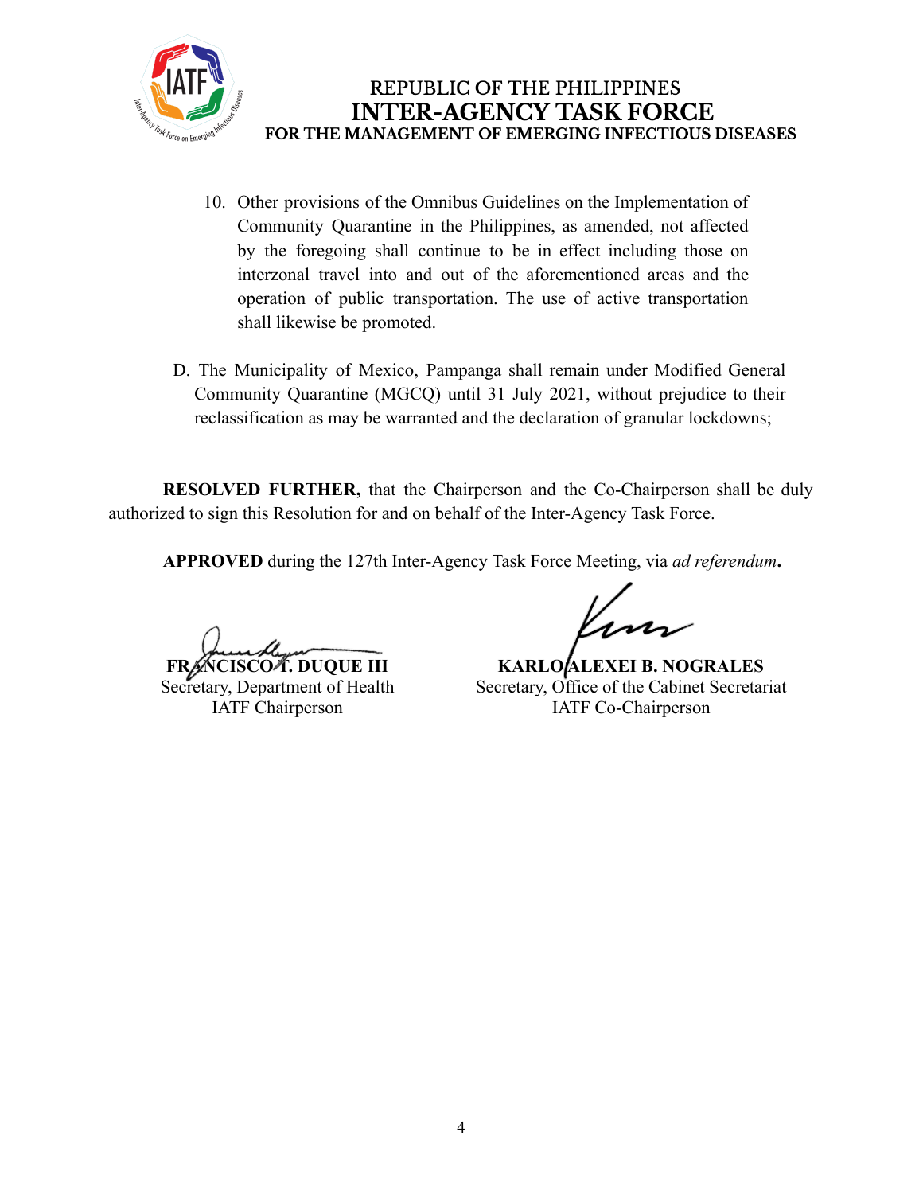REPUBLIC OF THE PHILIPPINES
**INTER-AGENCY TASK FORCE**
**FOR THE MANAGEMENT OF EMERGING INFECTIOUS DISEASES**

10. Other provisions of the Omnibus Guidelines on the Implementation of Community Quarantine in the Philippines, as amended, not affected by the foregoing shall continue to be in effect including those on interzonal travel into and out of the aforementioned areas and the operation of public transportation. The use of active transportation shall likewise be promoted.

D. The Municipality of Mexico, Pampanga shall remain under Modified General Community Quarantine (MGCQ) until 31 July 2021, without prejudice to their reclassification as may be warranted and the declaration of granular lockdowns;

**RESOLVED FURTHER,** that the Chairperson and the Co-Chairperson shall be duly authorized to sign this Resolution for and on behalf of the Inter-Agency Task Force.

**APPROVED** during the 127th Inter-Agency Task Force Meeting, via *ad referendum***.**

**FRANCISCO T. DUQUE III**
Secretary, Department of Health
IATF Chairperson

**KARLO ALEXEI B. NOGRALES**
Secretary, Office of the Cabinet Secretariat
IATF Co-Chairperson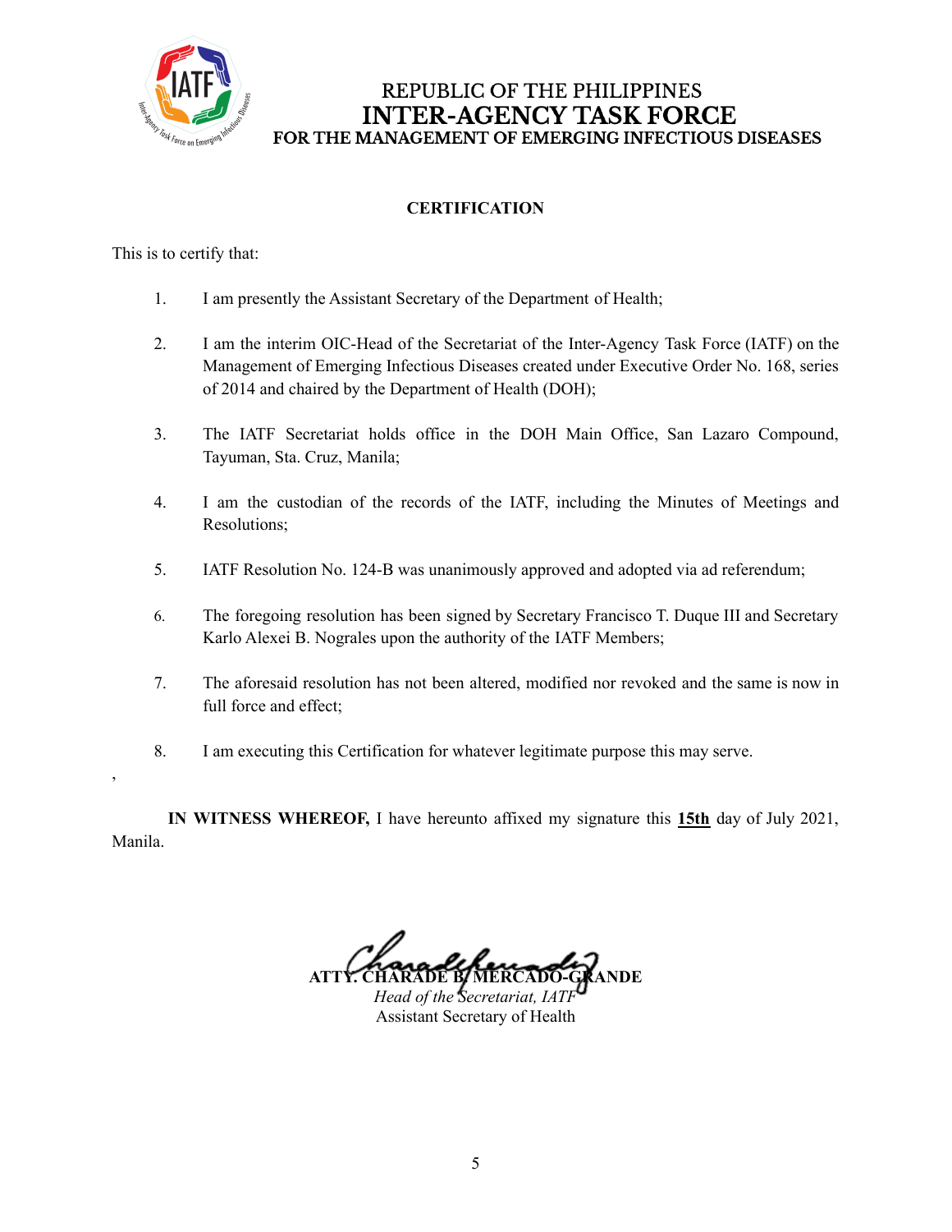REPUBLIC OF THE PHILIPPINES
**INTER-AGENCY TASK FORCE**
**FOR THE MANAGEMENT OF EMERGING INFECTIOUS DISEASES**

**CERTIFICATION**

This is to certify that:

1. I am presently the Assistant Secretary of the Department of Health;

2. I am the interim OIC-Head of the Secretariat of the Inter-Agency Task Force (IATF) on the Management of Emerging Infectious Diseases created under Executive Order No. 168, series of 2014 and chaired by the Department of Health (DOH);

3. The IATF Secretariat holds office in the DOH Main Office, San Lazaro Compound, Tayuman, Sta. Cruz, Manila;

4. I am the custodian of the records of the IATF, including the Minutes of Meetings and Resolutions;

5. IATF Resolution No. 124-B was unanimously approved and adopted via ad referendum;

6. The foregoing resolution has been signed by Secretary Francisco T. Duque III and Secretary Karlo Alexei B. Nograles upon the authority of the IATF Members;

7. The aforesaid resolution has not been altered, modified nor revoked and the same is now in full force and effect;

8. I am executing this Certification for whatever legitimate purpose this may serve.

**IN WITNESS WHEREOF,** I have hereunto affixed my signature this **15th** day of July 2021, Manila.

**ATTY. CHARADE B. MERCADO-GRANDE**
*Head of the Secretariat, IATF*
Assistant Secretary of Health